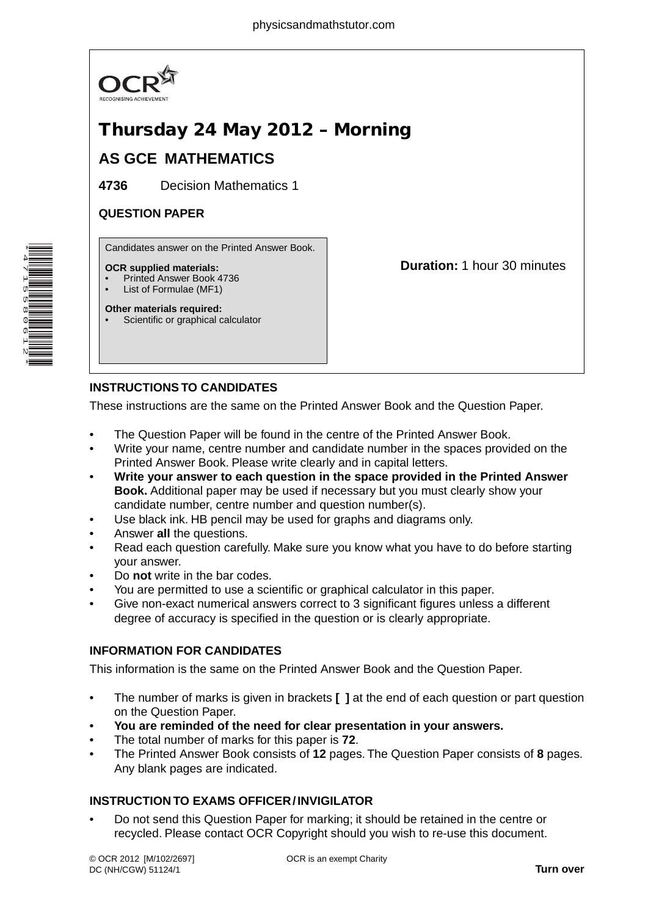# Thursday 24 May 2012 – Morning

## AS GCE MATHEMATICS

**4736** Decision Mathematics 1

**QUESTION PAPER**

Candidates answer on the Printed Answer Book.

**OCR supplied materials:**
- Printed Answer Book 4736
- List of Formulae (MF1)

**Other materials required:**
- Scientific or graphical calculator

**Duration:** 1 hour 30 minutes

### INSTRUCTIONS TO CANDIDATES

These instructions are the same on the Printed Answer Book and the Question Paper.

- The Question Paper will be found in the centre of the Printed Answer Book.
- Write your name, centre number and candidate number in the spaces provided on the Printed Answer Book. Please write clearly and in capital letters.
- **Write your answer to each question in the space provided in the Printed Answer Book.** Additional paper may be used if necessary but you must clearly show your candidate number, centre number and question number(s).
- Use black ink. HB pencil may be used for graphs and diagrams only.
- Answer **all** the questions.
- Read each question carefully. Make sure you know what you have to do before starting your answer.
- Do **not** write in the bar codes.
- You are permitted to use a scientific or graphical calculator in this paper.
- Give non-exact numerical answers correct to 3 significant figures unless a different degree of accuracy is specified in the question or is clearly appropriate.

### INFORMATION FOR CANDIDATES

This information is the same on the Printed Answer Book and the Question Paper.

- The number of marks is given in brackets **[ ]** at the end of each question or part question on the Question Paper.
- **You are reminded of the need for clear presentation in your answers.**
- The total number of marks for this paper is **72**.
- The Printed Answer Book consists of **12** pages. The Question Paper consists of **8** pages. Any blank pages are indicated.

### INSTRUCTION TO EXAMS OFFICER / INVIGILATOR

- Do not send this Question Paper for marking; it should be retained in the centre or recycled. Please contact OCR Copyright should you wish to re-use this document.

© OCR 2012 [M/102/2697]
DC (NH/CGW) 51124/1

OCR is an exempt Charity

**Turn over**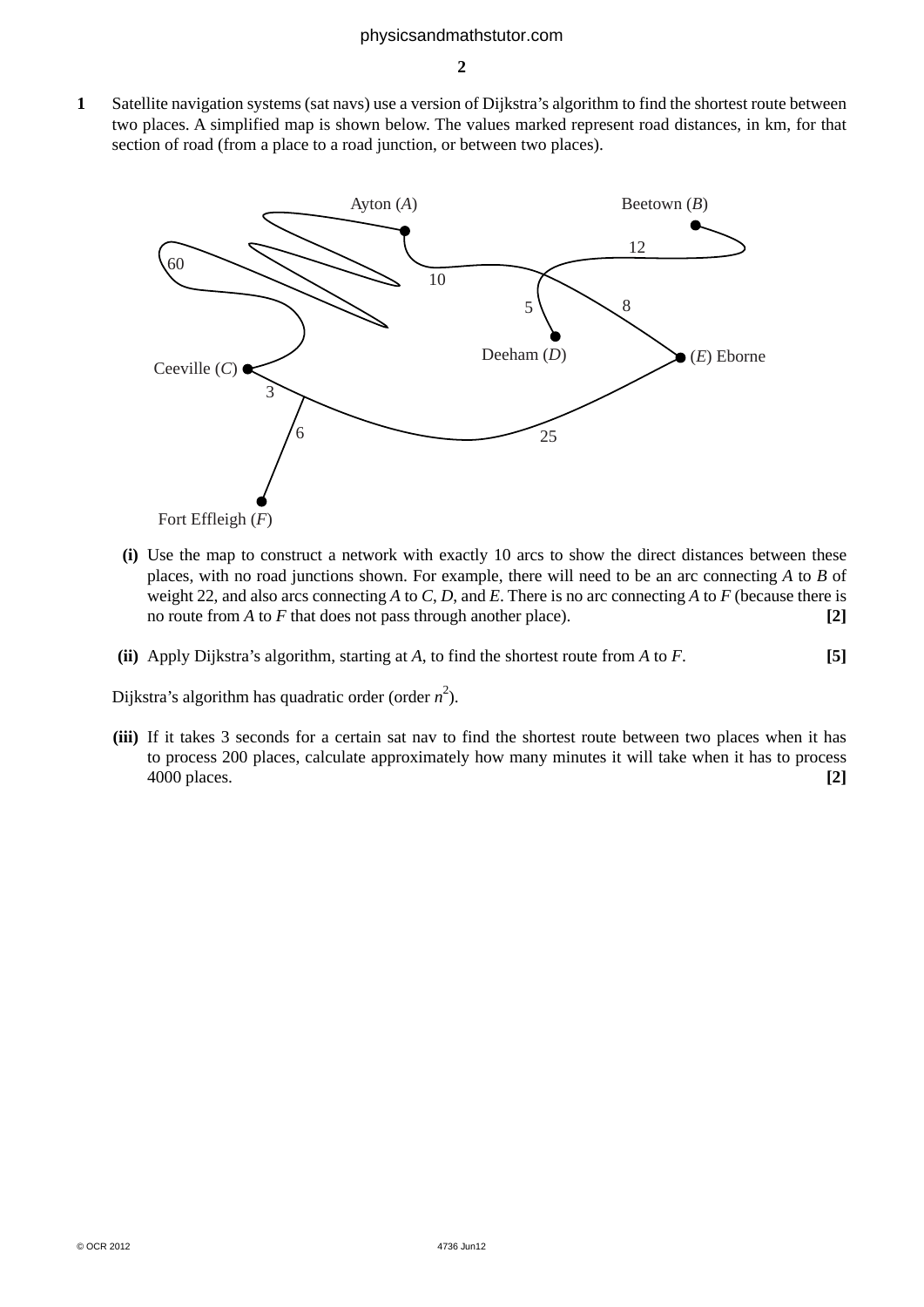**1** Satellite navigation systems (sat navs) use a version of Dijkstra's algorithm to find the shortest route between two places. A simplified map is shown below. The values marked represent road distances, in km, for that section of road (from a place to a road junction, or between two places).

**(i)** Use the map to construct a network with exactly 10 arcs to show the direct distances between these places, with no road junctions shown. For example, there will need to be an arc connecting $A$ to $B$ of weight 22, and also arcs connecting $A$ to $C$, $D$, and $E$. There is no arc connecting $A$ to $F$ (because there is no route from $A$ to $F$ that does not pass through another place). **[2]**

**(ii)** Apply Dijkstra's algorithm, starting at $A$, to find the shortest route from $A$ to $F$. **[5]**

Dijkstra's algorithm has quadratic order (order $n^2$).

**(iii)** If it takes 3 seconds for a certain sat nav to find the shortest route between two places when it has to process 200 places, calculate approximately how many minutes it will take when it has to process 4000 places. **[2]**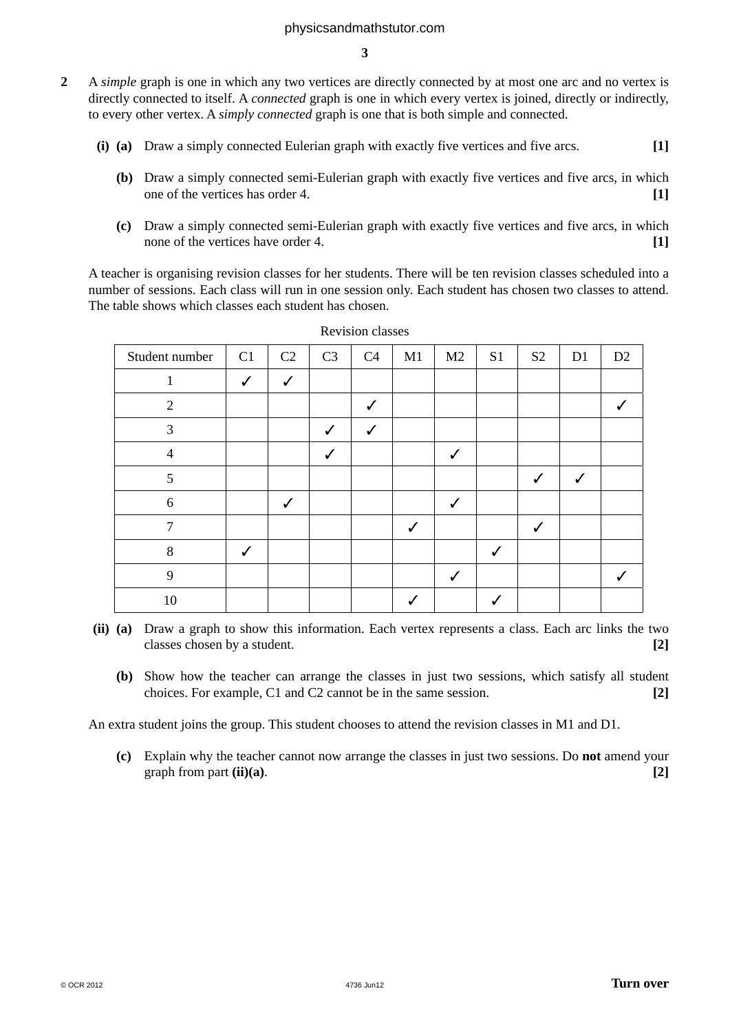**2** A *simple* graph is one in which any two vertices are directly connected by at most one arc and no vertex is directly connected to itself. A *connected* graph is one in which every vertex is joined, directly or indirectly, to every other vertex. A *simply connected* graph is one that is both simple and connected.

**(i) (a)** Draw a simply connected Eulerian graph with exactly five vertices and five arcs. **[1]**

**(b)** Draw a simply connected semi-Eulerian graph with exactly five vertices and five arcs, in which one of the vertices has order 4. **[1]**

**(c)** Draw a simply connected semi-Eulerian graph with exactly five vertices and five arcs, in which none of the vertices have order 4. **[1]**

A teacher is organising revision classes for her students. There will be ten revision classes scheduled into a number of sessions. Each class will run in one session only. Each student has chosen two classes to attend. The table shows which classes each student has chosen.

Revision classes

| Student number | C1 | C2 | C3 | C4 | M1 | M2 | S1 | S2 | D1 | D2 |
|---|---|---|---|---|---|---|---|---|---|---|
| 1 | ✓ | ✓ | | | | | | | | |
| 2 | | | | ✓ | | | | | | ✓ |
| 3 | | | ✓ | ✓ | | | | | | |
| 4 | | | ✓ | | | ✓ | | | | |
| 5 | | | | | | | | ✓ | ✓ | |
| 6 | | ✓ | | | | ✓ | | | | |
| 7 | | | | | ✓ | | | ✓ | | |
| 8 | ✓ | | | | | | ✓ | | | |
| 9 | | | | | | ✓ | | | | ✓ |
| 10 | | | | | ✓ | | ✓ | | | |

**(ii) (a)** Draw a graph to show this information. Each vertex represents a class. Each arc links the two classes chosen by a student. **[2]**

**(b)** Show how the teacher can arrange the classes in just two sessions, which satisfy all student choices. For example, C1 and C2 cannot be in the same session. **[2]**

An extra student joins the group. This student chooses to attend the revision classes in M1 and D1.

**(c)** Explain why the teacher cannot now arrange the classes in just two sessions. Do **not** amend your graph from part **(ii)(a)**. **[2]**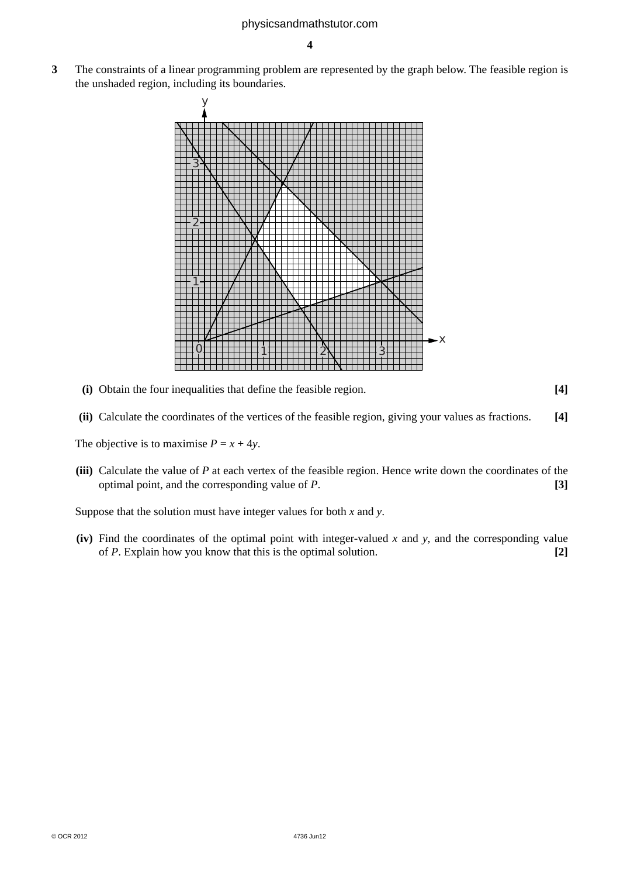**3** The constraints of a linear programming problem are represented by the graph below. The feasible region is the unshaded region, including its boundaries.

**(i)** Obtain the four inequalities that define the feasible region. **[4]**

**(ii)** Calculate the coordinates of the vertices of the feasible region, giving your values as fractions. **[4]**

The objective is to maximise $P = x + 4y$.

**(iii)** Calculate the value of $P$ at each vertex of the feasible region. Hence write down the coordinates of the optimal point, and the corresponding value of $P$. **[3]**

Suppose that the solution must have integer values for both $x$ and $y$.

**(iv)** Find the coordinates of the optimal point with integer-valued $x$ and $y$, and the corresponding value of $P$. Explain how you know that this is the optimal solution. **[2]**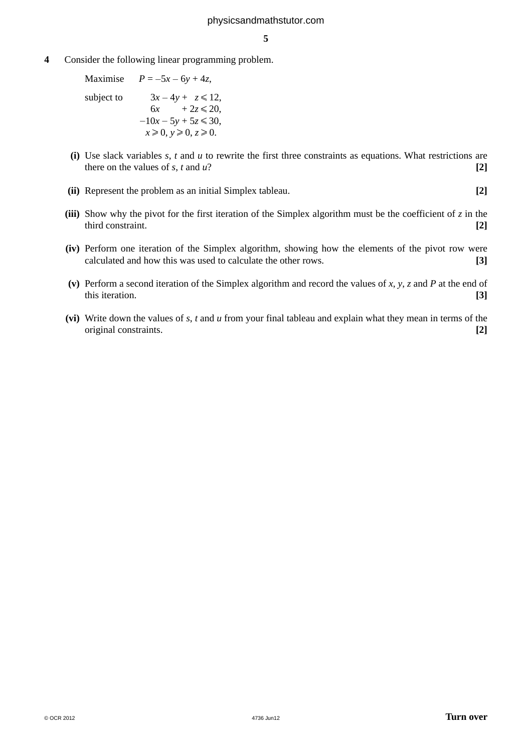**4** Consider the following linear programming problem.

Maximise $P = -5x - 6y + 4z$,

subject to

$$3x - 4y + z \leqslant 12,$$
$$6x + 2z \leqslant 20,$$
$$-10x - 5y + 5z \leqslant 30,$$
$$x \geqslant 0, y \geqslant 0, z \geqslant 0.$$

**(i)** Use slack variables $s$, $t$ and $u$ to rewrite the first three constraints as equations. What restrictions are there on the values of $s$, $t$ and $u$? **[2]**

**(ii)** Represent the problem as an initial Simplex tableau. **[2]**

**(iii)** Show why the pivot for the first iteration of the Simplex algorithm must be the coefficient of $z$ in the third constraint. **[2]**

**(iv)** Perform one iteration of the Simplex algorithm, showing how the elements of the pivot row were calculated and how this was used to calculate the other rows. **[3]**

**(v)** Perform a second iteration of the Simplex algorithm and record the values of $x$, $y$, $z$ and $P$ at the end of this iteration. **[3]**

**(vi)** Write down the values of $s$, $t$ and $u$ from your final tableau and explain what they mean in terms of the original constraints. **[2]**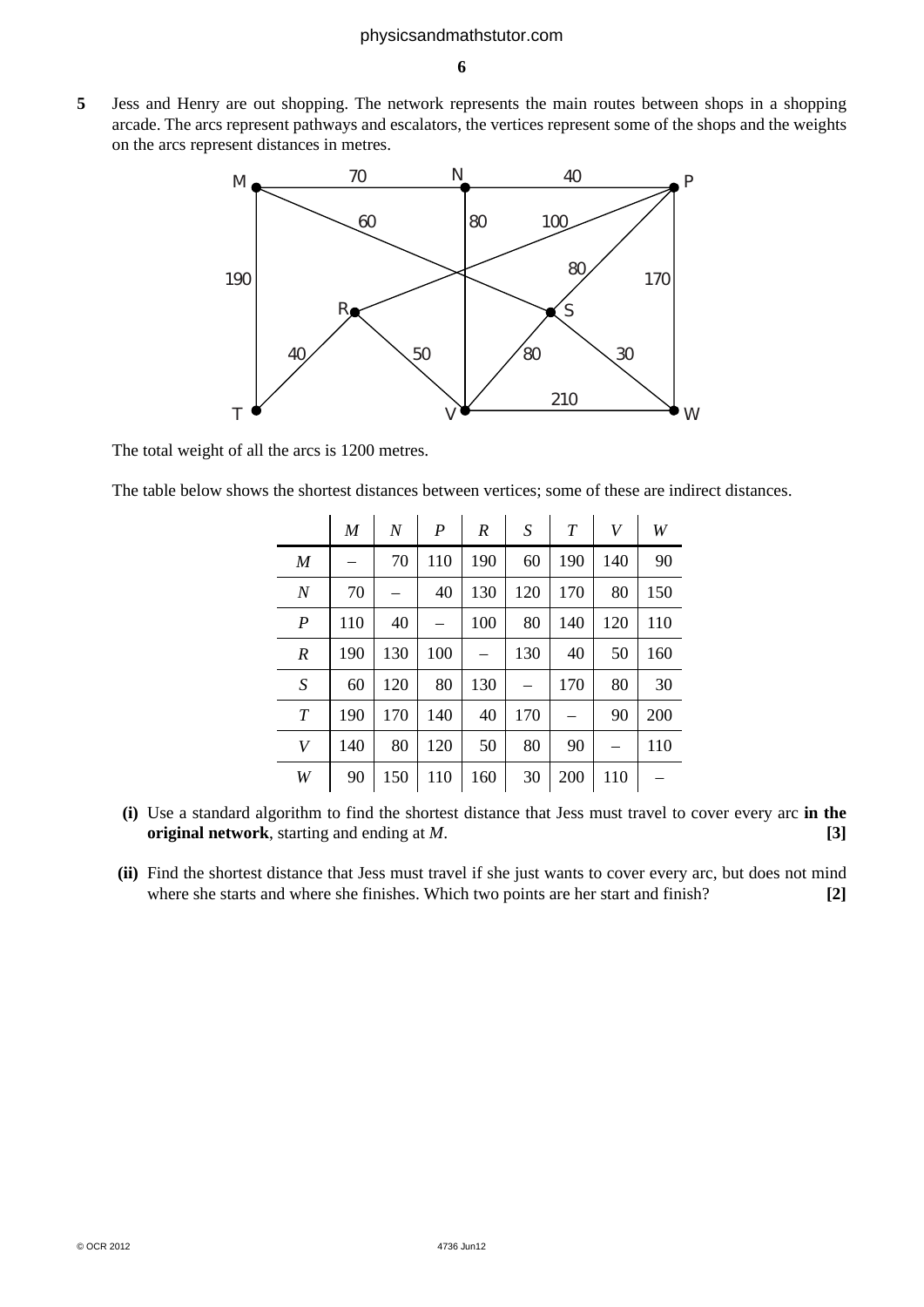**5** Jess and Henry are out shopping. The network represents the main routes between shops in a shopping arcade. The arcs represent pathways and escalators, the vertices represent some of the shops and the weights on the arcs represent distances in metres.

The total weight of all the arcs is 1200 metres.

The table below shows the shortest distances between vertices; some of these are indirect distances.

| | *M* | *N* | *P* | *R* | *S* | *T* | *V* | *W* |
|---|---|---|---|---|---|---|---|---|
| *M* | – | 70 | 110 | 190 | 60 | 190 | 140 | 90 |
| *N* | 70 | – | 40 | 130 | 120 | 170 | 80 | 150 |
| *P* | 110 | 40 | – | 100 | 80 | 140 | 120 | 110 |
| *R* | 190 | 130 | 100 | – | 130 | 40 | 50 | 160 |
| *S* | 60 | 120 | 80 | 130 | – | 170 | 80 | 30 |
| *T* | 190 | 170 | 140 | 40 | 170 | – | 90 | 200 |
| *V* | 140 | 80 | 120 | 50 | 80 | 90 | – | 110 |
| *W* | 90 | 150 | 110 | 160 | 30 | 200 | 110 | – |

**(i)** Use a standard algorithm to find the shortest distance that Jess must travel to cover every arc **in the original network**, starting and ending at *M*. **[3]**

**(ii)** Find the shortest distance that Jess must travel if she just wants to cover every arc, but does not mind where she starts and where she finishes. Which two points are her start and finish? **[2]**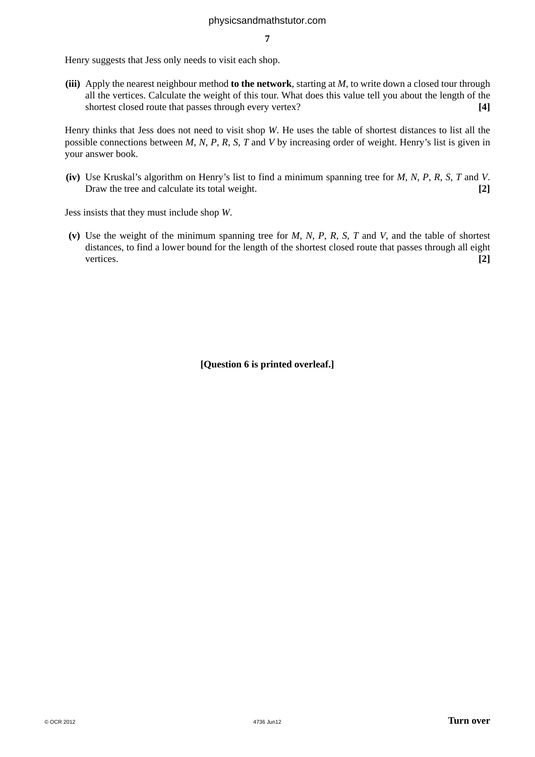Henry suggests that Jess only needs to visit each shop.

**(iii)** Apply the nearest neighbour method **to the network**, starting at $M$, to write down a closed tour through all the vertices. Calculate the weight of this tour. What does this value tell you about the length of the shortest closed route that passes through every vertex? **[4]**

Henry thinks that Jess does not need to visit shop $W$. He uses the table of shortest distances to list all the possible connections between $M$, $N$, $P$, $R$, $S$, $T$ and $V$ by increasing order of weight. Henry's list is given in your answer book.

**(iv)** Use Kruskal's algorithm on Henry's list to find a minimum spanning tree for $M$, $N$, $P$, $R$, $S$, $T$ and $V$. Draw the tree and calculate its total weight. **[2]**

Jess insists that they must include shop $W$.

**(v)** Use the weight of the minimum spanning tree for $M$, $N$, $P$, $R$, $S$, $T$ and $V$, and the table of shortest distances, to find a lower bound for the length of the shortest closed route that passes through all eight vertices. **[2]**

**[Question 6 is printed overleaf.]**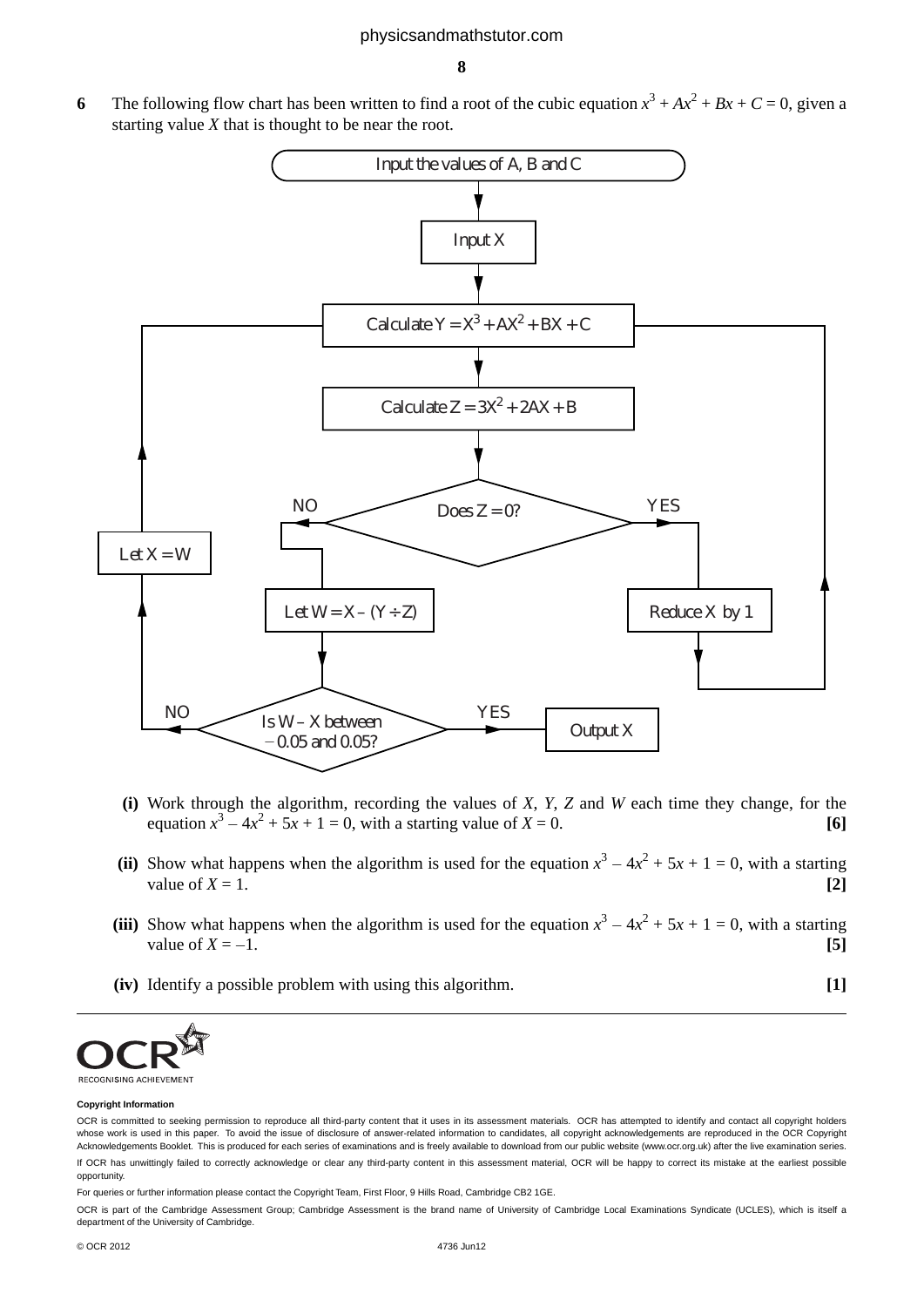**6** The following flow chart has been written to find a root of the cubic equation $x^3 + Ax^2 + Bx + C = 0$, given a starting value $X$ that is thought to be near the root.

Input the values of A, B and C

Input X

Calculate $Y = X^3 + AX^2 + BX + C$

Calculate $Z = 3X^2 + 2AX + B$

Does Z = 0?

NO

YES

Let $W = X - (Y \div Z)$

Reduce X by 1

Let X = W

Is W – X between −0.05 and 0.05?

NO

YES

Output X

**(i)** Work through the algorithm, recording the values of $X$, $Y$, $Z$ and $W$ each time they change, for the equation $x^3 - 4x^2 + 5x + 1 = 0$, with a starting value of $X = 0$. **[6]**

**(ii)** Show what happens when the algorithm is used for the equation $x^3 - 4x^2 + 5x + 1 = 0$, with a starting value of $X = 1$. **[2]**

**(iii)** Show what happens when the algorithm is used for the equation $x^3 - 4x^2 + 5x + 1 = 0$, with a starting value of $X = -1$. **[5]**

**(iv)** Identify a possible problem with using this algorithm. **[1]**

---

**Copyright Information**

OCR is committed to seeking permission to reproduce all third-party content that it uses in its assessment materials. OCR has attempted to identify and contact all copyright holders whose work is used in this paper. To avoid the issue of disclosure of answer-related information to candidates, all copyright acknowledgements are reproduced in the OCR Copyright Acknowledgements Booklet. This is produced for each series of examinations and is freely available to download from our public website (www.ocr.org.uk) after the live examination series.

If OCR has unwittingly failed to correctly acknowledge or clear any third-party content in this assessment material, OCR will be happy to correct its mistake at the earliest possible opportunity.

For queries or further information please contact the Copyright Team, First Floor, 9 Hills Road, Cambridge CB2 1GE.

OCR is part of the Cambridge Assessment Group; Cambridge Assessment is the brand name of University of Cambridge Local Examinations Syndicate (UCLES), which is itself a department of the University of Cambridge.

© OCR 2012 4736 Jun12